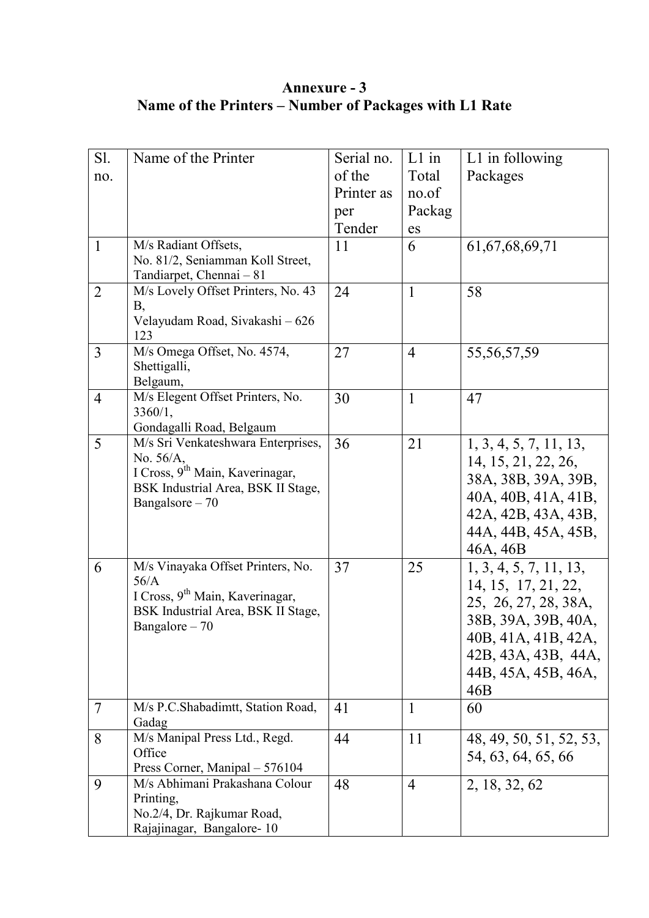**Annexure - 3**
**Name of the Printers – Number of Packages with L1 Rate**

| Sl. no. | Name of the Printer | Serial no. of the Printer as per Tender | L1 in Total no.of Packages | L1 in following Packages |
|---|---|---|---|---|
| 1 | M/s Radiant Offsets, No. 81/2, Seniamman Koll Street, Tandiarpet, Chennai – 81 | 11 | 6 | 61,67,68,69,71 |
| 2 | M/s Lovely Offset Printers, No. 43 B, Velayudam Road, Sivakashi – 626 123 | 24 | 1 | 58 |
| 3 | M/s Omega Offset, No. 4574, Shettigalli, Belgaum, | 27 | 4 | 55,56,57,59 |
| 4 | M/s Elegent Offset Printers, No. 3360/1, Gondagalli Road, Belgaum | 30 | 1 | 47 |
| 5 | M/s Sri Venkateshwara Enterprises, No. 56/A, I Cross, 9th Main, Kaverinagar, BSK Industrial Area, BSK II Stage, Bangalsore – 70 | 36 | 21 | 1, 3, 4, 5, 7, 11, 13, 14, 15, 21, 22, 26, 38A, 38B, 39A, 39B, 40A, 40B, 41A, 41B, 42A, 42B, 43A, 43B, 44A, 44B, 45A, 45B, 46A, 46B |
| 6 | M/s Vinayaka Offset Printers, No. 56/A I Cross, 9th Main, Kaverinagar, BSK Industrial Area, BSK II Stage, Bangalore – 70 | 37 | 25 | 1, 3, 4, 5, 7, 11, 13, 14, 15, 17, 21, 22, 25, 26, 27, 28, 38A, 38B, 39A, 39B, 40A, 40B, 41A, 41B, 42A, 42B, 43A, 43B, 44A, 44B, 45A, 45B, 46A, 46B |
| 7 | M/s P.C.Shabadimtt, Station Road, Gadag | 41 | 1 | 60 |
| 8 | M/s Manipal Press Ltd., Regd. Office Press Corner, Manipal – 576104 | 44 | 11 | 48, 49, 50, 51, 52, 53, 54, 63, 64, 65, 66 |
| 9 | M/s Abhimani Prakashana Colour Printing, No.2/4, Dr. Rajkumar Road, Rajajinagar, Bangalore- 10 | 48 | 4 | 2, 18, 32, 62 |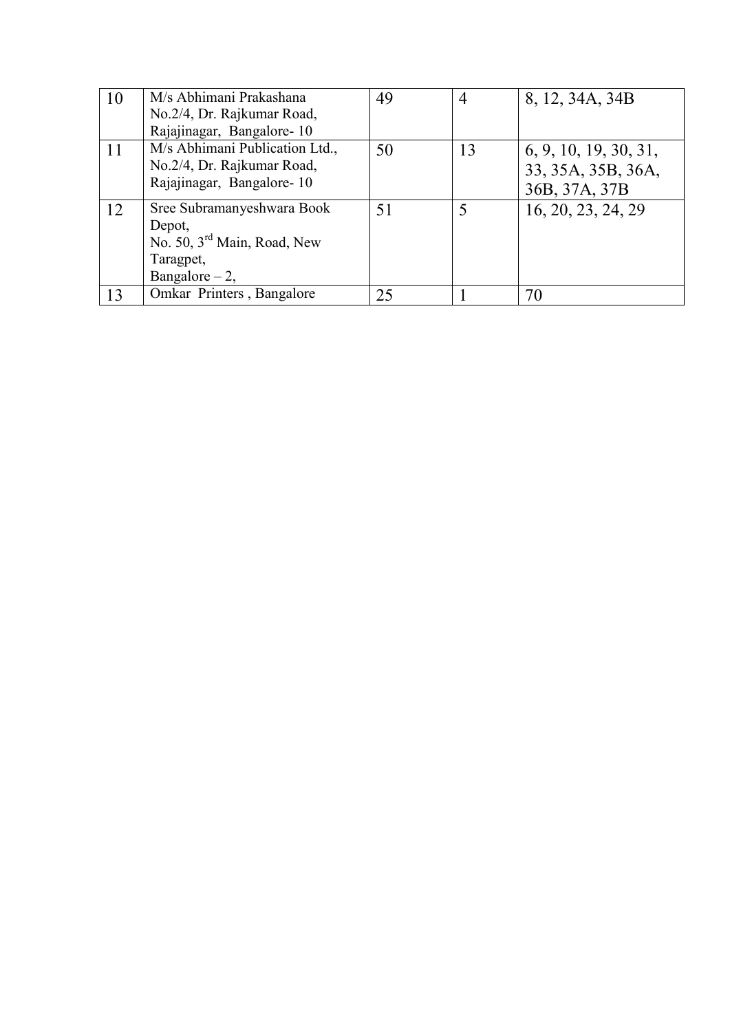| | | | | |
|---|---|---|---|---|
| 10 | M/s Abhimani Prakashana No.2/4, Dr. Rajkumar Road, Rajajinagar, Bangalore- 10 | 49 | 4 | 8, 12, 34A, 34B |
| 11 | M/s Abhimani Publication Ltd., No.2/4, Dr. Rajkumar Road, Rajajinagar, Bangalore- 10 | 50 | 13 | 6, 9, 10, 19, 30, 31, 33, 35A, 35B, 36A, 36B, 37A, 37B |
| 12 | Sree Subramanyeshwara Book Depot, No. 50, 3rd Main, Road, New Taragpet, Bangalore – 2, | 51 | 5 | 16, 20, 23, 24, 29 |
| 13 | Omkar Printers , Bangalore | 25 | 1 | 70 |